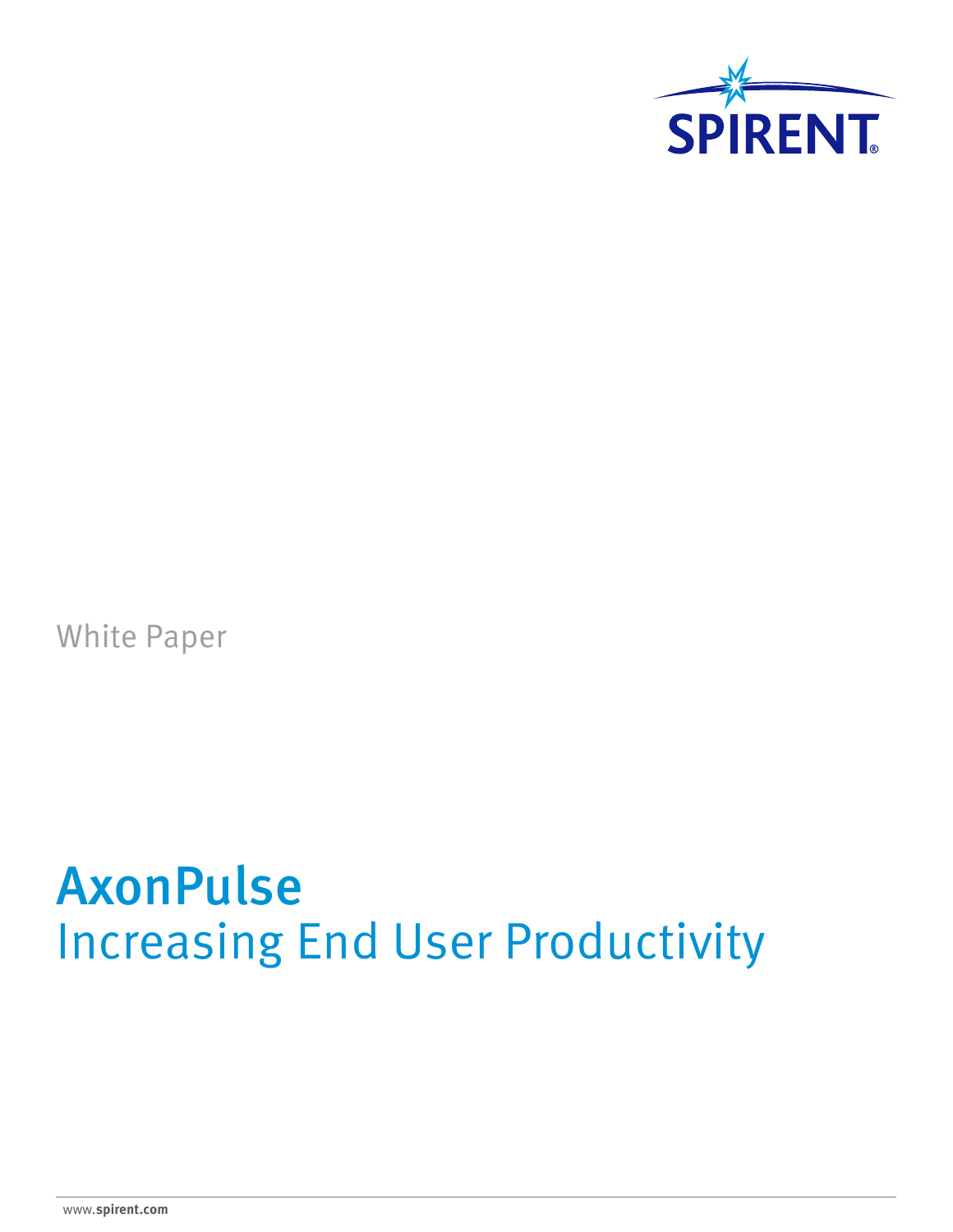SPIRENT®

White Paper

# AxonPulse

## Increasing End User Productivity

www.spirent.com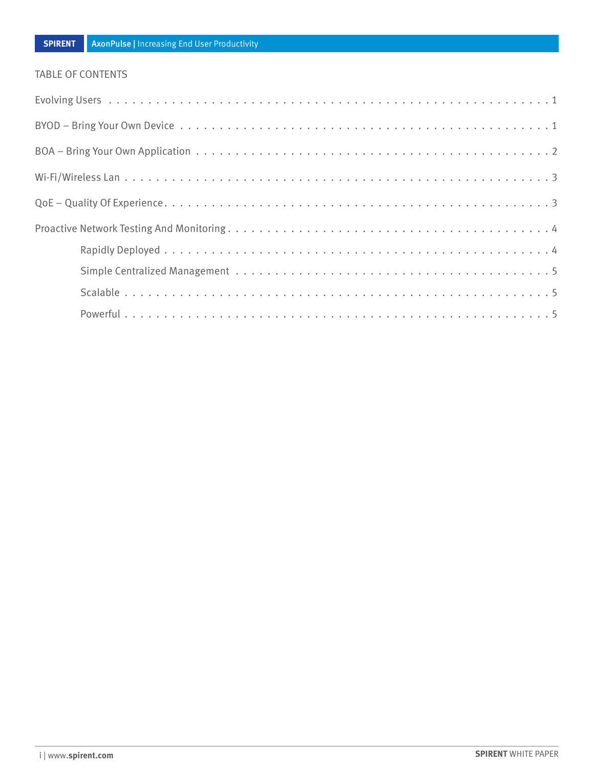TABLE OF CONTENTS

- Evolving Users . . . . . . . . . . . . . . . . . . . . . . . . . . . . . . . . . . . . . . . . . . . . . 1
- BYOD – Bring Your Own Device . . . . . . . . . . . . . . . . . . . . . . . . . . . . . . . . . . . 1
- BOA – Bring Your Own Application . . . . . . . . . . . . . . . . . . . . . . . . . . . . . . . . . 2
- Wi-Fi/Wireless Lan . . . . . . . . . . . . . . . . . . . . . . . . . . . . . . . . . . . . . . . . . . 3
- QoE – Quality Of Experience . . . . . . . . . . . . . . . . . . . . . . . . . . . . . . . . . . . . 3
- Proactive Network Testing And Monitoring . . . . . . . . . . . . . . . . . . . . . . . . . . . 4
    - Rapidly Deployed . . . . . . . . . . . . . . . . . . . . . . . . . . . . . . . . . . . . . . . 4
    - Simple Centralized Management . . . . . . . . . . . . . . . . . . . . . . . . . . . . . . 5
    - Scalable . . . . . . . . . . . . . . . . . . . . . . . . . . . . . . . . . . . . . . . . . . . . 5
    - Powerful . . . . . . . . . . . . . . . . . . . . . . . . . . . . . . . . . . . . . . . . . . . 5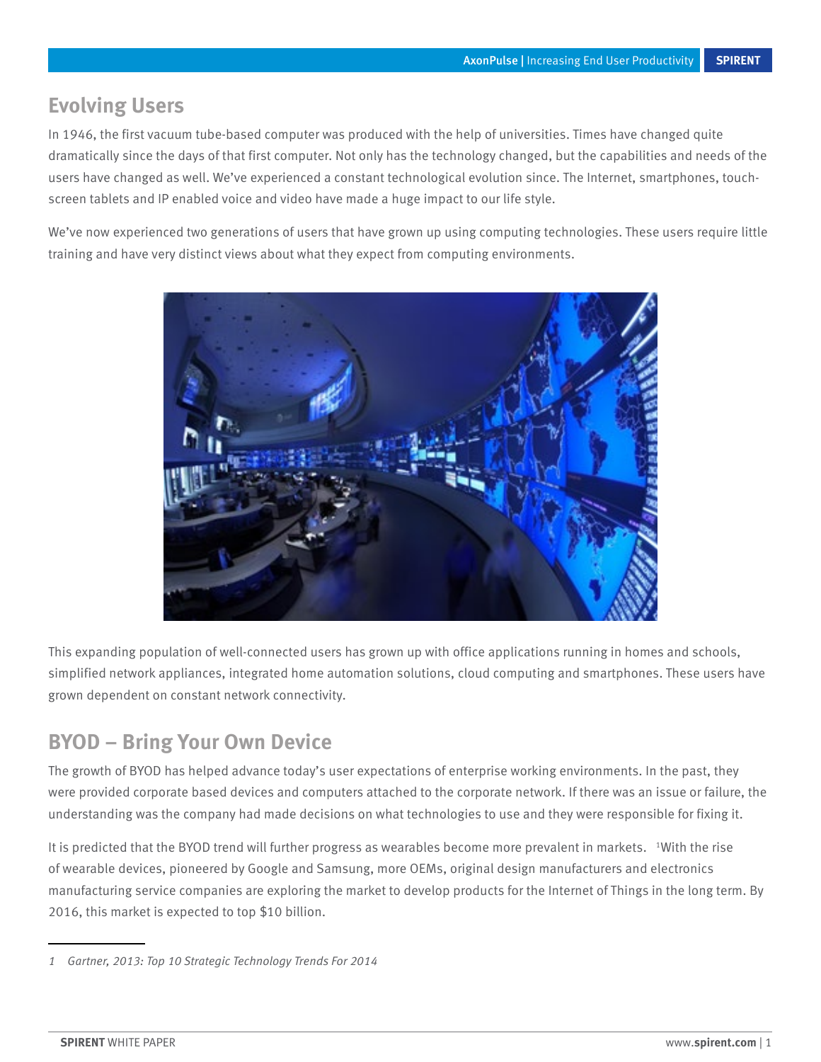## Evolving Users

In 1946, the first vacuum tube-based computer was produced with the help of universities. Times have changed quite dramatically since the days of that first computer. Not only has the technology changed, but the capabilities and needs of the users have changed as well. We've experienced a constant technological evolution since. The Internet, smartphones, touch-screen tablets and IP enabled voice and video have made a huge impact to our life style.

We've now experienced two generations of users that have grown up using computing technologies. These users require little training and have very distinct views about what they expect from computing environments.

This expanding population of well-connected users has grown up with office applications running in homes and schools, simplified network appliances, integrated home automation solutions, cloud computing and smartphones. These users have grown dependent on constant network connectivity.

## BYOD – Bring Your Own Device

The growth of BYOD has helped advance today's user expectations of enterprise working environments. In the past, they were provided corporate based devices and computers attached to the corporate network. If there was an issue or failure, the understanding was the company had made decisions on what technologies to use and they were responsible for fixing it.

It is predicted that the BYOD trend will further progress as wearables become more prevalent in markets. [1]With the rise of wearable devices, pioneered by Google and Samsung, more OEMs, original design manufacturers and electronics manufacturing service companies are exploring the market to develop products for the Internet of Things in the long term. By 2016, this market is expected to top $10 billion.

1 *Gartner, 2013: Top 10 Strategic Technology Trends For 2014*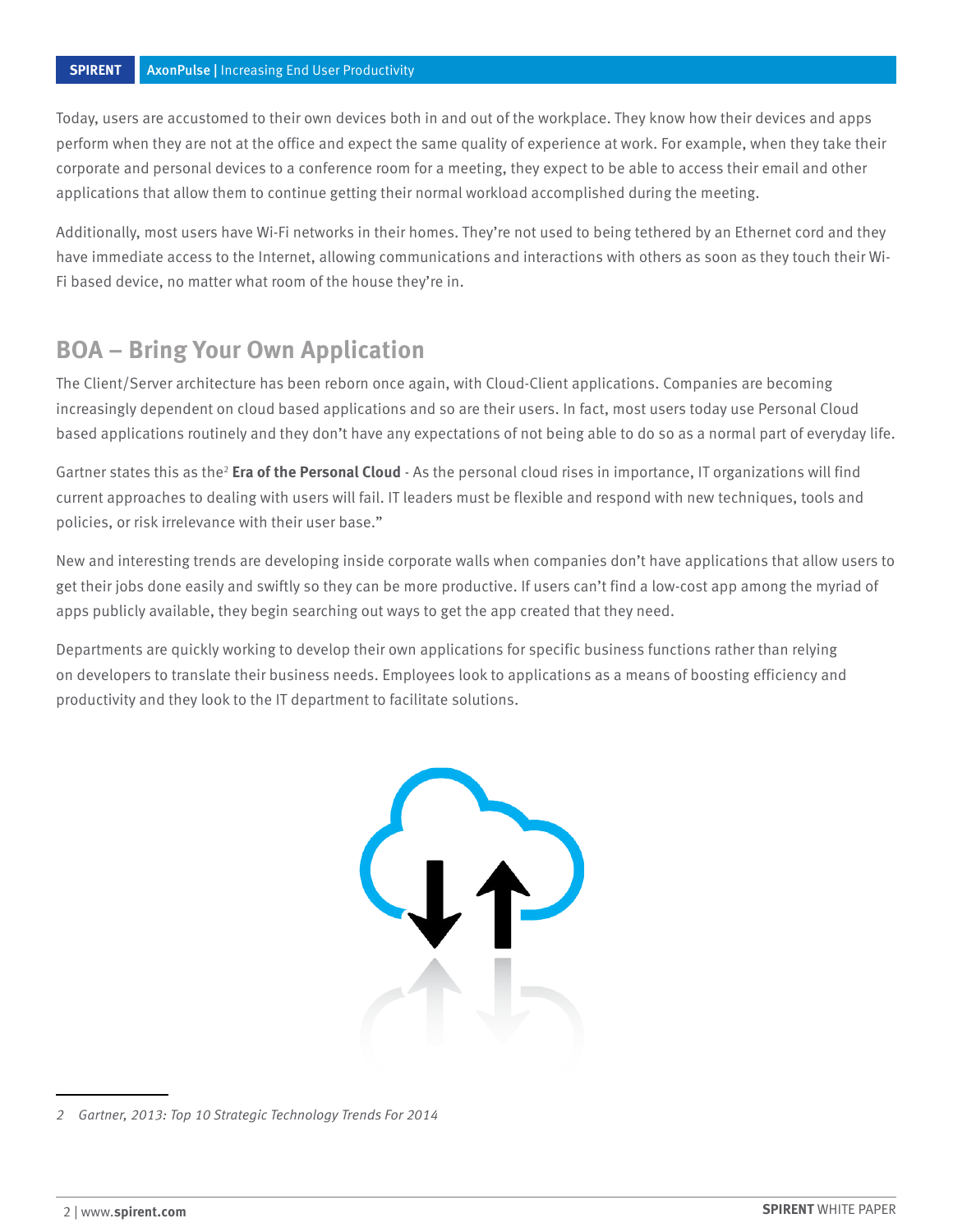Today, users are accustomed to their own devices both in and out of the workplace. They know how their devices and apps perform when they are not at the office and expect the same quality of experience at work. For example, when they take their corporate and personal devices to a conference room for a meeting, they expect to be able to access their email and other applications that allow them to continue getting their normal workload accomplished during the meeting.

Additionally, most users have Wi-Fi networks in their homes. They're not used to being tethered by an Ethernet cord and they have immediate access to the Internet, allowing communications and interactions with others as soon as they touch their Wi-Fi based device, no matter what room of the house they're in.

## BOA – Bring Your Own Application

The Client/Server architecture has been reborn once again, with Cloud-Client applications. Companies are becoming increasingly dependent on cloud based applications and so are their users. In fact, most users today use Personal Cloud based applications routinely and they don't have any expectations of not being able to do so as a normal part of everyday life.

Gartner states this as the[2] **Era of the Personal Cloud** - As the personal cloud rises in importance, IT organizations will find current approaches to dealing with users will fail. IT leaders must be flexible and respond with new techniques, tools and policies, or risk irrelevance with their user base."

New and interesting trends are developing inside corporate walls when companies don't have applications that allow users to get their jobs done easily and swiftly so they can be more productive. If users can't find a low-cost app among the myriad of apps publicly available, they begin searching out ways to get the app created that they need.

Departments are quickly working to develop their own applications for specific business functions rather than relying on developers to translate their business needs. Employees look to applications as a means of boosting efficiency and productivity and they look to the IT department to facilitate solutions.

---

*2 Gartner, 2013: Top 10 Strategic Technology Trends For 2014*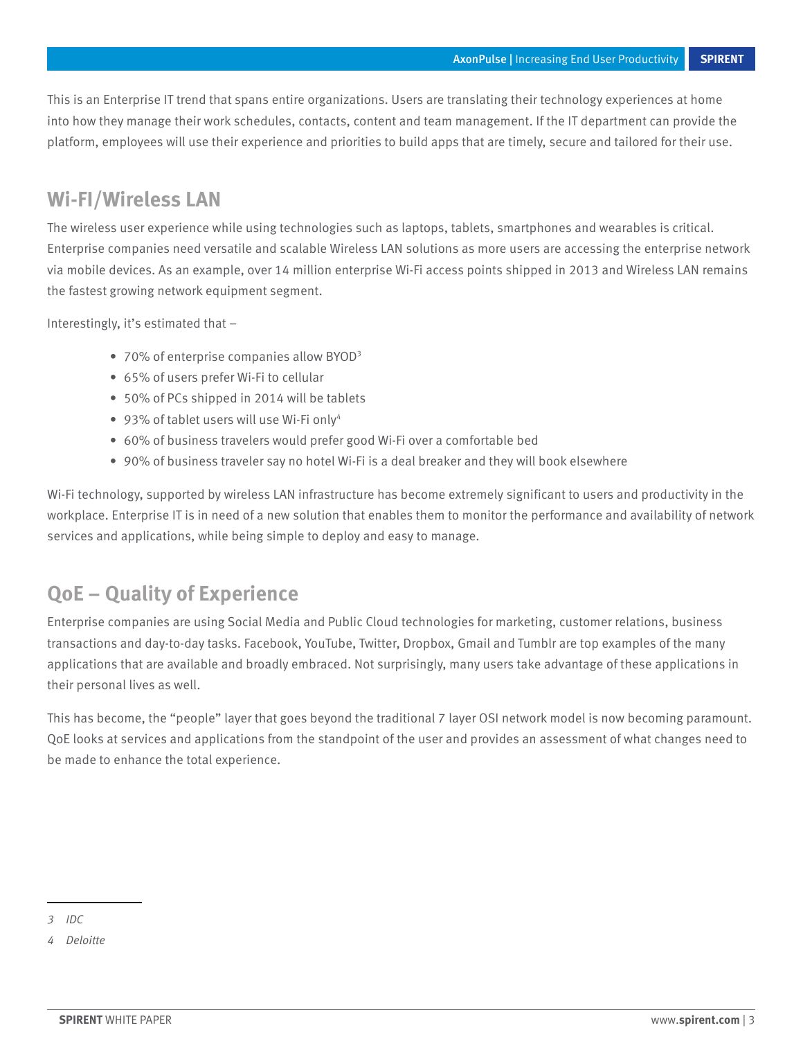This is an Enterprise IT trend that spans entire organizations. Users are translating their technology experiences at home into how they manage their work schedules, contacts, content and team management. If the IT department can provide the platform, employees will use their experience and priorities to build apps that are timely, secure and tailored for their use.

## Wi-FI/Wireless LAN

The wireless user experience while using technologies such as laptops, tablets, smartphones and wearables is critical. Enterprise companies need versatile and scalable Wireless LAN solutions as more users are accessing the enterprise network via mobile devices. As an example, over 14 million enterprise Wi-Fi access points shipped in 2013 and Wireless LAN remains the fastest growing network equipment segment.

Interestingly, it's estimated that –

- 70% of enterprise companies allow BYOD[3]
- 65% of users prefer Wi-Fi to cellular
- 50% of PCs shipped in 2014 will be tablets
- 93% of tablet users will use Wi-Fi only[4]
- 60% of business travelers would prefer good Wi-Fi over a comfortable bed
- 90% of business traveler say no hotel Wi-Fi is a deal breaker and they will book elsewhere

Wi-Fi technology, supported by wireless LAN infrastructure has become extremely significant to users and productivity in the workplace. Enterprise IT is in need of a new solution that enables them to monitor the performance and availability of network services and applications, while being simple to deploy and easy to manage.

## QoE – Quality of Experience

Enterprise companies are using Social Media and Public Cloud technologies for marketing, customer relations, business transactions and day-to-day tasks. Facebook, YouTube, Twitter, Dropbox, Gmail and Tumblr are top examples of the many applications that are available and broadly embraced. Not surprisingly, many users take advantage of these applications in their personal lives as well.

This has become, the "people" layer that goes beyond the traditional 7 layer OSI network model is now becoming paramount. QoE looks at services and applications from the standpoint of the user and provides an assessment of what changes need to be made to enhance the total experience.

---

*3 IDC*

*4 Deloitte*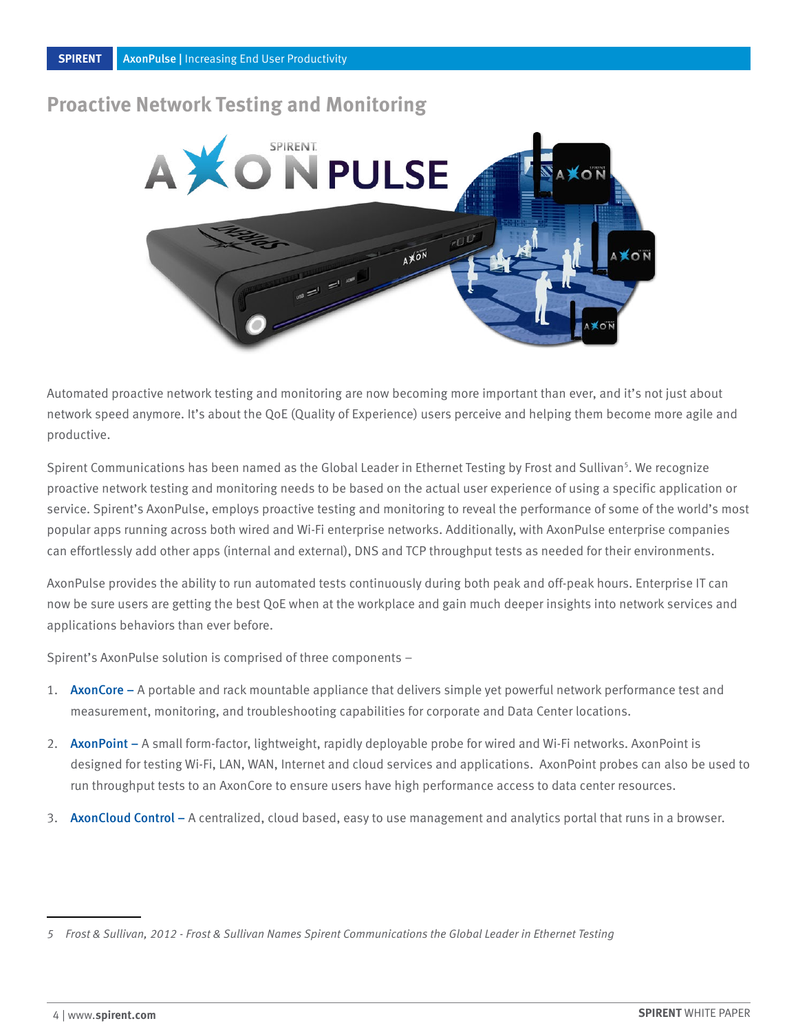## Proactive Network Testing and Monitoring

Automated proactive network testing and monitoring are now becoming more important than ever, and it's not just about network speed anymore. It's about the QoE (Quality of Experience) users perceive and helping them become more agile and productive.

Spirent Communications has been named as the Global Leader in Ethernet Testing by Frost and Sullivan[5]. We recognize proactive network testing and monitoring needs to be based on the actual user experience of using a specific application or service. Spirent's AxonPulse, employs proactive testing and monitoring to reveal the performance of some of the world's most popular apps running across both wired and Wi-Fi enterprise networks. Additionally, with AxonPulse enterprise companies can effortlessly add other apps (internal and external), DNS and TCP throughput tests as needed for their environments.

AxonPulse provides the ability to run automated tests continuously during both peak and off-peak hours. Enterprise IT can now be sure users are getting the best QoE when at the workplace and gain much deeper insights into network services and applications behaviors than ever before.

Spirent's AxonPulse solution is comprised of three components –

1. **AxonCore –** A portable and rack mountable appliance that delivers simple yet powerful network performance test and measurement, monitoring, and troubleshooting capabilities for corporate and Data Center locations.
2. **AxonPoint –** A small form-factor, lightweight, rapidly deployable probe for wired and Wi-Fi networks. AxonPoint is designed for testing Wi-Fi, LAN, WAN, Internet and cloud services and applications. AxonPoint probes can also be used to run throughput tests to an AxonCore to ensure users have high performance access to data center resources.
3. **AxonCloud Control –** A centralized, cloud based, easy to use management and analytics portal that runs in a browser.

5 *Frost & Sullivan, 2012 - Frost & Sullivan Names Spirent Communications the Global Leader in Ethernet Testing*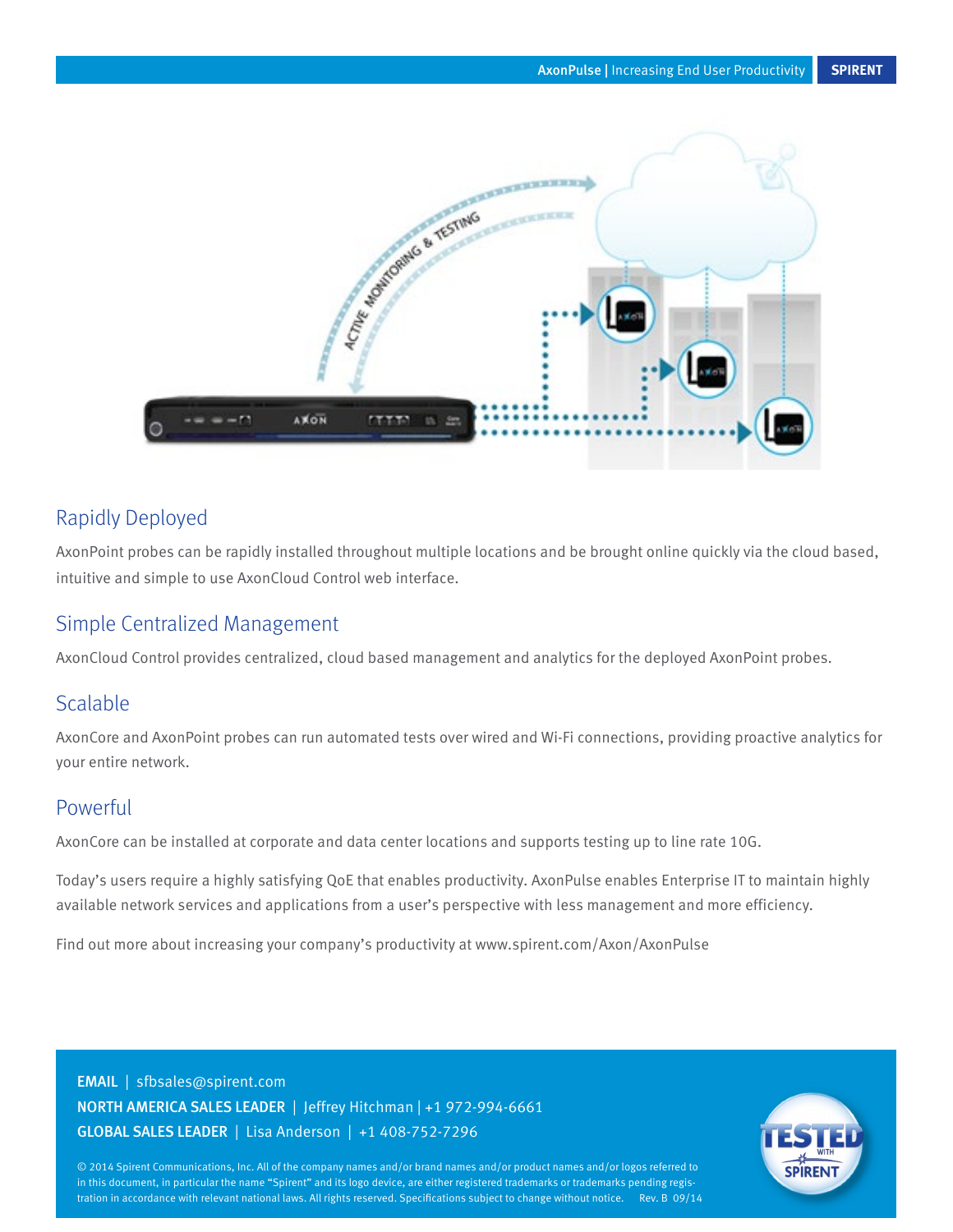## Rapidly Deployed

AxonPoint probes can be rapidly installed throughout multiple locations and be brought online quickly via the cloud based, intuitive and simple to use AxonCloud Control web interface.

## Simple Centralized Management

AxonCloud Control provides centralized, cloud based management and analytics for the deployed AxonPoint probes.

## Scalable

AxonCore and AxonPoint probes can run automated tests over wired and Wi-Fi connections, providing proactive analytics for your entire network.

## Powerful

AxonCore can be installed at corporate and data center locations and supports testing up to line rate 10G.

Today's users require a highly satisfying QoE that enables productivity. AxonPulse enables Enterprise IT to maintain highly available network services and applications from a user's perspective with less management and more efficiency.

Find out more about increasing your company's productivity at www.spirent.com/Axon/AxonPulse

**EMAIL** | sfbsales@spirent.com

**NORTH AMERICA SALES LEADER** | Jeffrey Hitchman | +1 972-994-6661

**GLOBAL SALES LEADER** | Lisa Anderson | +1 408-752-7296

© 2014 Spirent Communications, Inc. All of the company names and/or brand names and/or product names and/or logos referred to in this document, in particular the name "Spirent" and its logo device, are either registered trademarks or trademarks pending registration in accordance with relevant national laws. All rights reserved. Specifications subject to change without notice. Rev. B 09/14